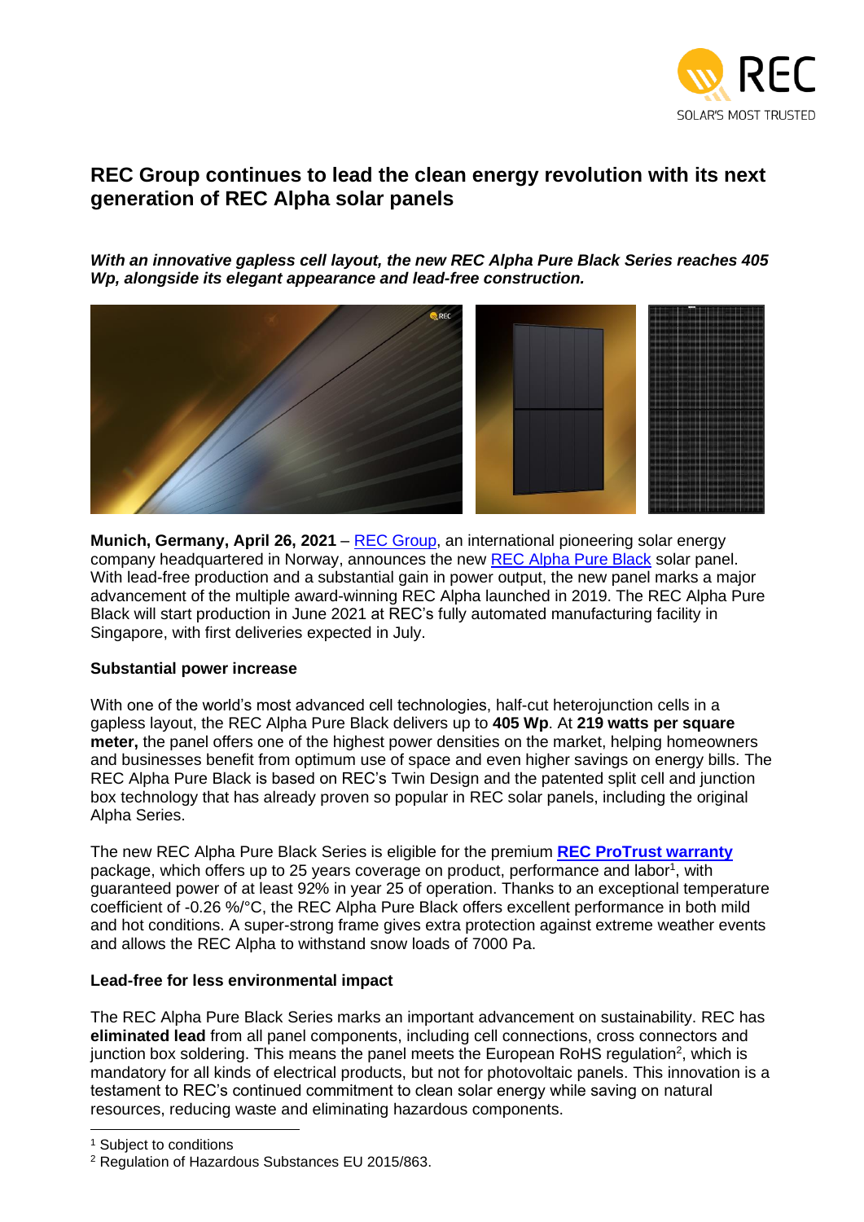# REC Group continues to lead the clean energy revolution with its next generation of REC Alpha solar panels

***With an innovative gapless cell layout, the new REC Alpha Pure Black Series reaches 405 Wp, alongside its elegant appearance and lead-free construction.***

**Munich, Germany, April 26, 2021** – REC Group, an international pioneering solar energy company headquartered in Norway, announces the new REC Alpha Pure Black solar panel. With lead-free production and a substantial gain in power output, the new panel marks a major advancement of the multiple award-winning REC Alpha launched in 2019. The REC Alpha Pure Black will start production in June 2021 at REC's fully automated manufacturing facility in Singapore, with first deliveries expected in July.

**Substantial power increase**

With one of the world's most advanced cell technologies, half-cut heterojunction cells in a gapless layout, the REC Alpha Pure Black delivers up to **405 Wp**. At **219 watts per square meter,** the panel offers one of the highest power densities on the market, helping homeowners and businesses benefit from optimum use of space and even higher savings on energy bills. The REC Alpha Pure Black is based on REC's Twin Design and the patented split cell and junction box technology that has already proven so popular in REC solar panels, including the original Alpha Series.

The new REC Alpha Pure Black Series is eligible for the premium **REC ProTrust warranty** package, which offers up to 25 years coverage on product, performance and labor[1], with guaranteed power of at least 92% in year 25 of operation. Thanks to an exceptional temperature coefficient of -0.26 %/°C, the REC Alpha Pure Black offers excellent performance in both mild and hot conditions. A super-strong frame gives extra protection against extreme weather events and allows the REC Alpha to withstand snow loads of 7000 Pa.

**Lead-free for less environmental impact**

The REC Alpha Pure Black Series marks an important advancement on sustainability. REC has **eliminated lead** from all panel components, including cell connections, cross connectors and junction box soldering. This means the panel meets the European RoHS regulation[2], which is mandatory for all kinds of electrical products, but not for photovoltaic panels. This innovation is a testament to REC's continued commitment to clean solar energy while saving on natural resources, reducing waste and eliminating hazardous components.

---

[1] Subject to conditions

[2] Regulation of Hazardous Substances EU 2015/863.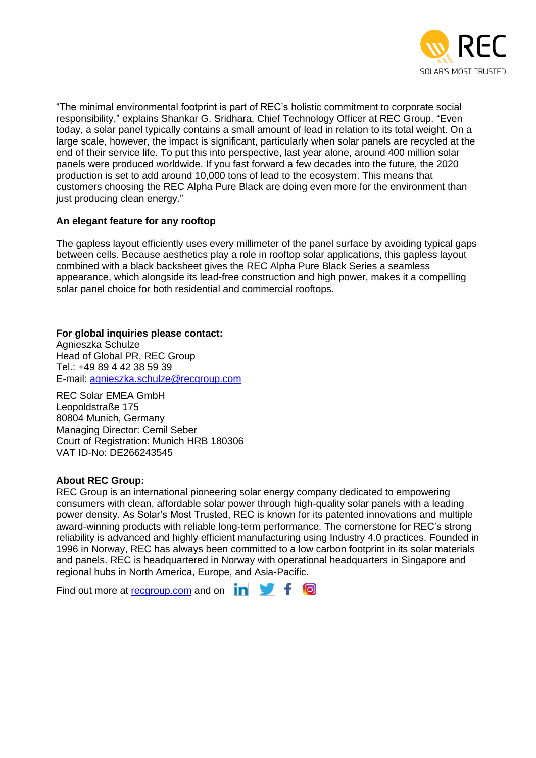"The minimal environmental footprint is part of REC's holistic commitment to corporate social responsibility," explains Shankar G. Sridhara, Chief Technology Officer at REC Group. "Even today, a solar panel typically contains a small amount of lead in relation to its total weight. On a large scale, however, the impact is significant, particularly when solar panels are recycled at the end of their service life. To put this into perspective, last year alone, around 400 million solar panels were produced worldwide. If you fast forward a few decades into the future, the 2020 production is set to add around 10,000 tons of lead to the ecosystem. This means that customers choosing the REC Alpha Pure Black are doing even more for the environment than just producing clean energy."

**An elegant feature for any rooftop**

The gapless layout efficiently uses every millimeter of the panel surface by avoiding typical gaps between cells. Because aesthetics play a role in rooftop solar applications, this gapless layout combined with a black backsheet gives the REC Alpha Pure Black Series a seamless appearance, which alongside its lead-free construction and high power, makes it a compelling solar panel choice for both residential and commercial rooftops.

**For global inquiries please contact:**
Agnieszka Schulze
Head of Global PR, REC Group
Tel.: +49 89 4 42 38 59 39
E-mail: agnieszka.schulze@recgroup.com

REC Solar EMEA GmbH
Leopoldstraße 175
80804 Munich, Germany
Managing Director: Cemil Seber
Court of Registration: Munich HRB 180306
VAT ID-No: DE266243545

**About REC Group:**
REC Group is an international pioneering solar energy company dedicated to empowering consumers with clean, affordable solar power through high-quality solar panels with a leading power density. As Solar's Most Trusted, REC is known for its patented innovations and multiple award-winning products with reliable long-term performance. The cornerstone for REC's strong reliability is advanced and highly efficient manufacturing using Industry 4.0 practices. Founded in 1996 in Norway, REC has always been committed to a low carbon footprint in its solar materials and panels. REC is headquartered in Norway with operational headquarters in Singapore and regional hubs in North America, Europe, and Asia-Pacific.

Find out more at recgroup.com and on